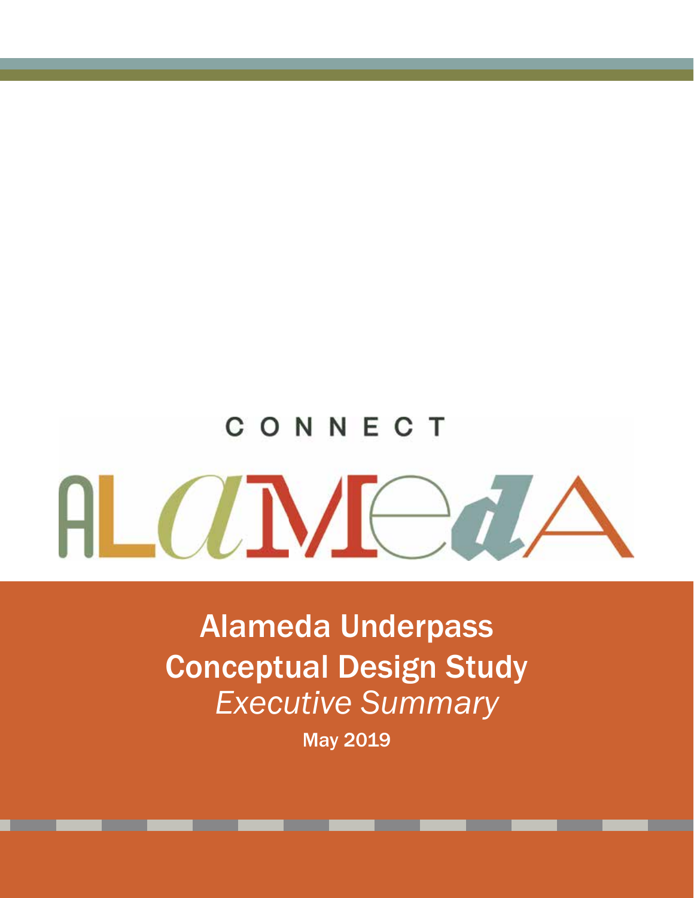CONNECT

ALAMEDA

# Alameda Underpass Conceptual Design Study

*Executive Summary*

May 2019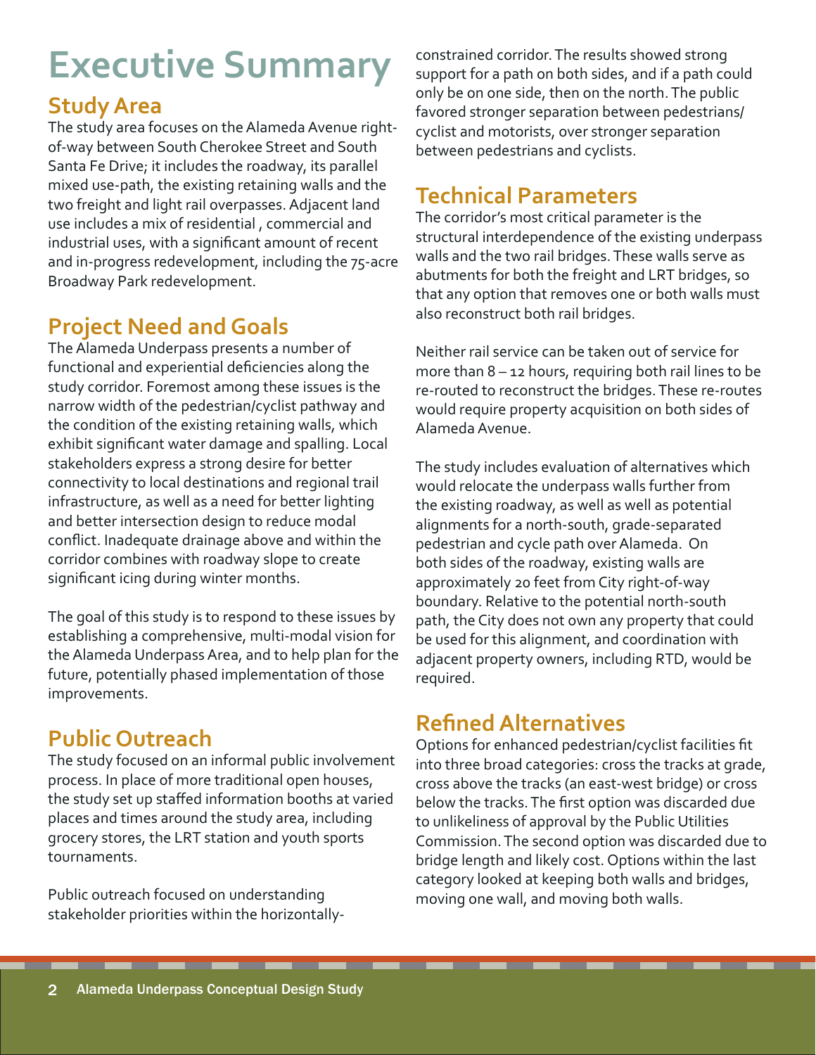# Executive Summary

## Study Area

The study area focuses on the Alameda Avenue right-of-way between South Cherokee Street and South Santa Fe Drive; it includes the roadway, its parallel mixed use-path, the existing retaining walls and the two freight and light rail overpasses. Adjacent land use includes a mix of residential , commercial and industrial uses, with a significant amount of recent and in-progress redevelopment, including the 75-acre Broadway Park redevelopment.

## Project Need and Goals

The Alameda Underpass presents a number of functional and experiential deficiencies along the study corridor. Foremost among these issues is the narrow width of the pedestrian/cyclist pathway and the condition of the existing retaining walls, which exhibit significant water damage and spalling. Local stakeholders express a strong desire for better connectivity to local destinations and regional trail infrastructure, as well as a need for better lighting and better intersection design to reduce modal conflict. Inadequate drainage above and within the corridor combines with roadway slope to create significant icing during winter months.

The goal of this study is to respond to these issues by establishing a comprehensive, multi-modal vision for the Alameda Underpass Area, and to help plan for the future, potentially phased implementation of those improvements.

## Public Outreach

The study focused on an informal public involvement process. In place of more traditional open houses, the study set up staffed information booths at varied places and times around the study area, including grocery stores, the LRT station and youth sports tournaments.

Public outreach focused on understanding stakeholder priorities within the horizontally-constrained corridor. The results showed strong support for a path on both sides, and if a path could only be on one side, then on the north. The public favored stronger separation between pedestrians/ cyclist and motorists, over stronger separation between pedestrians and cyclists.

## Technical Parameters

The corridor's most critical parameter is the structural interdependence of the existing underpass walls and the two rail bridges. These walls serve as abutments for both the freight and LRT bridges, so that any option that removes one or both walls must also reconstruct both rail bridges.

Neither rail service can be taken out of service for more than 8 – 12 hours, requiring both rail lines to be re-routed to reconstruct the bridges. These re-routes would require property acquisition on both sides of Alameda Avenue.

The study includes evaluation of alternatives which would relocate the underpass walls further from the existing roadway, as well as well as potential alignments for a north-south, grade-separated pedestrian and cycle path over Alameda. On both sides of the roadway, existing walls are approximately 20 feet from City right-of-way boundary. Relative to the potential north-south path, the City does not own any property that could be used for this alignment, and coordination with adjacent property owners, including RTD, would be required.

## Refined Alternatives

Options for enhanced pedestrian/cyclist facilities fit into three broad categories: cross the tracks at grade, cross above the tracks (an east-west bridge) or cross below the tracks. The first option was discarded due to unlikeliness of approval by the Public Utilities Commission. The second option was discarded due to bridge length and likely cost. Options within the last category looked at keeping both walls and bridges, moving one wall, and moving both walls.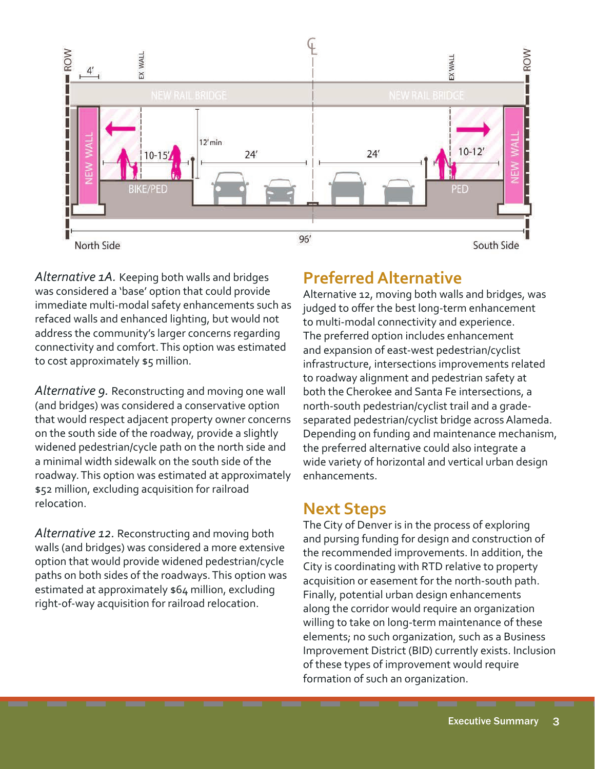ROW
4'
EX WALL
℄
EX WALL
ROW
NEW RAIL BRIDGE
NEW RAIL BRIDGE
NEW WALL
12' min
10-15'
24'
24'
10-12'
NEW WALL
BIKE/PED
PED
96'
North Side
South Side

*Alternative 1A.* Keeping both walls and bridges was considered a 'base' option that could provide immediate multi-modal safety enhancements such as refaced walls and enhanced lighting, but would not address the community's larger concerns regarding connectivity and comfort. This option was estimated to cost approximately $5 million.

*Alternative 9.* Reconstructing and moving one wall (and bridges) was considered a conservative option that would respect adjacent property owner concerns on the south side of the roadway, provide a slightly widened pedestrian/cycle path on the north side and a minimal width sidewalk on the south side of the roadway. This option was estimated at approximately $52 million, excluding acquisition for railroad relocation.

*Alternative 12.* Reconstructing and moving both walls (and bridges) was considered a more extensive option that would provide widened pedestrian/cycle paths on both sides of the roadways. This option was estimated at approximately $64 million, excluding right-of-way acquisition for railroad relocation.

## Preferred Alternative

Alternative 12, moving both walls and bridges, was judged to offer the best long-term enhancement to multi-modal connectivity and experience. The preferred option includes enhancement and expansion of east-west pedestrian/cyclist infrastructure, intersections improvements related to roadway alignment and pedestrian safety at both the Cherokee and Santa Fe intersections, a north-south pedestrian/cyclist trail and a grade-separated pedestrian/cyclist bridge across Alameda. Depending on funding and maintenance mechanism, the preferred alternative could also integrate a wide variety of horizontal and vertical urban design enhancements.

## Next Steps

The City of Denver is in the process of exploring and pursing funding for design and construction of the recommended improvements. In addition, the City is coordinating with RTD relative to property acquisition or easement for the north-south path. Finally, potential urban design enhancements along the corridor would require an organization willing to take on long-term maintenance of these elements; no such organization, such as a Business Improvement District (BID) currently exists. Inclusion of these types of improvement would require formation of such an organization.